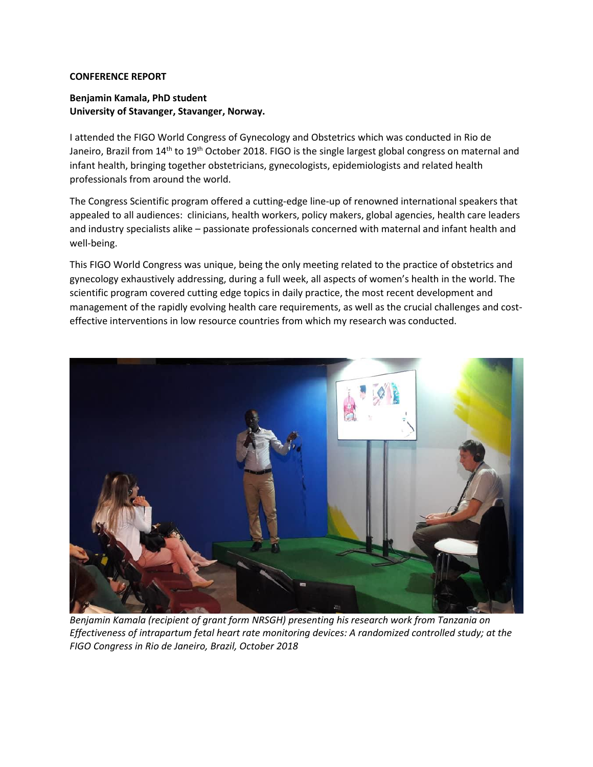**CONFERENCE REPORT**

**Benjamin Kamala, PhD student**
**University of Stavanger, Stavanger, Norway.**

I attended the FIGO World Congress of Gynecology and Obstetrics which was conducted in Rio de Janeiro, Brazil from 14th to 19th October 2018. FIGO is the single largest global congress on maternal and infant health, bringing together obstetricians, gynecologists, epidemiologists and related health professionals from around the world.

The Congress Scientific program offered a cutting-edge line-up of renowned international speakers that appealed to all audiences: clinicians, health workers, policy makers, global agencies, health care leaders and industry specialists alike – passionate professionals concerned with maternal and infant health and well-being.

This FIGO World Congress was unique, being the only meeting related to the practice of obstetrics and gynecology exhaustively addressing, during a full week, all aspects of women's health in the world. The scientific program covered cutting edge topics in daily practice, the most recent development and management of the rapidly evolving health care requirements, as well as the crucial challenges and cost-effective interventions in low resource countries from which my research was conducted.

*Benjamin Kamala (recipient of grant form NRSGH) presenting his research work from Tanzania on Effectiveness of intrapartum fetal heart rate monitoring devices: A randomized controlled study; at the FIGO Congress in Rio de Janeiro, Brazil, October 2018*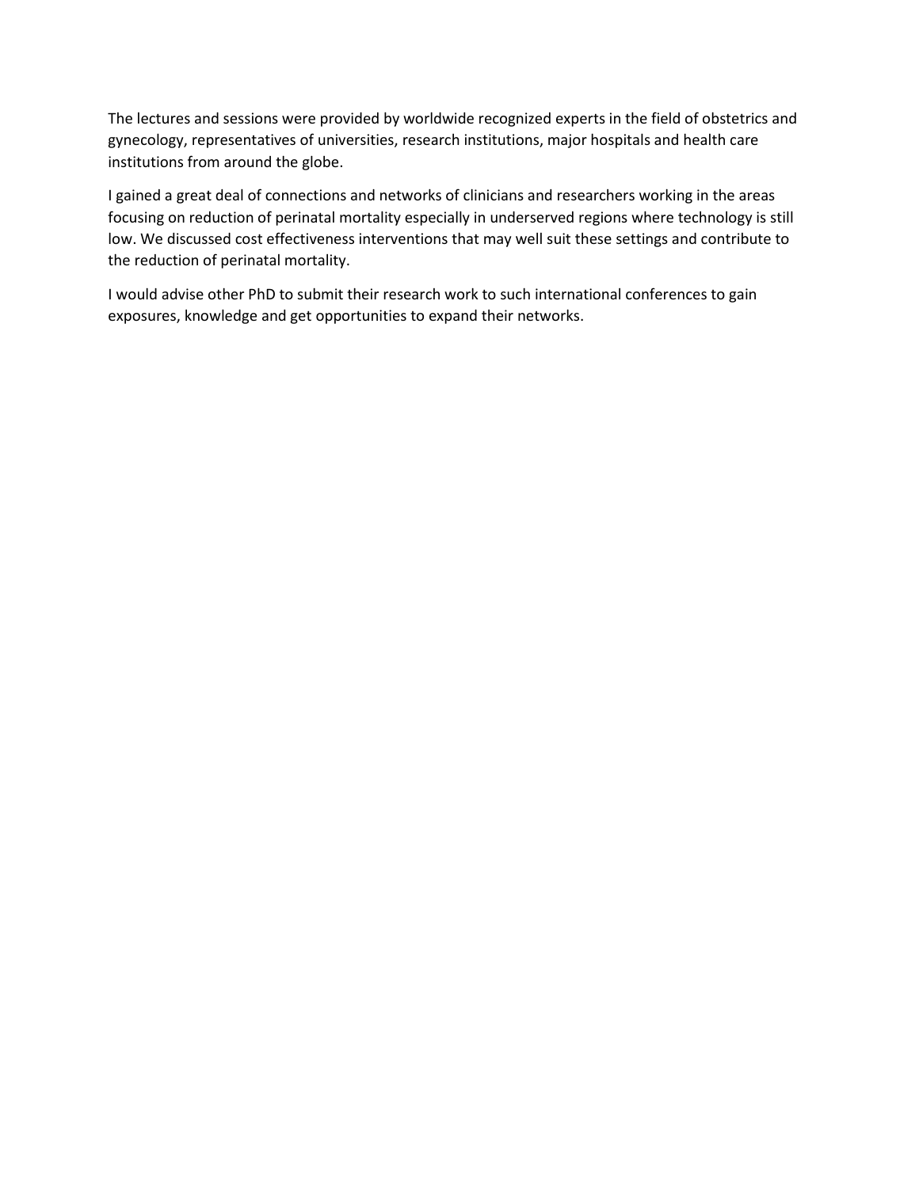The lectures and sessions were provided by worldwide recognized experts in the field of obstetrics and gynecology, representatives of universities, research institutions, major hospitals and health care institutions from around the globe.

I gained a great deal of connections and networks of clinicians and researchers working in the areas focusing on reduction of perinatal mortality especially in underserved regions where technology is still low. We discussed cost effectiveness interventions that may well suit these settings and contribute to the reduction of perinatal mortality.

I would advise other PhD to submit their research work to such international conferences to gain exposures, knowledge and get opportunities to expand their networks.